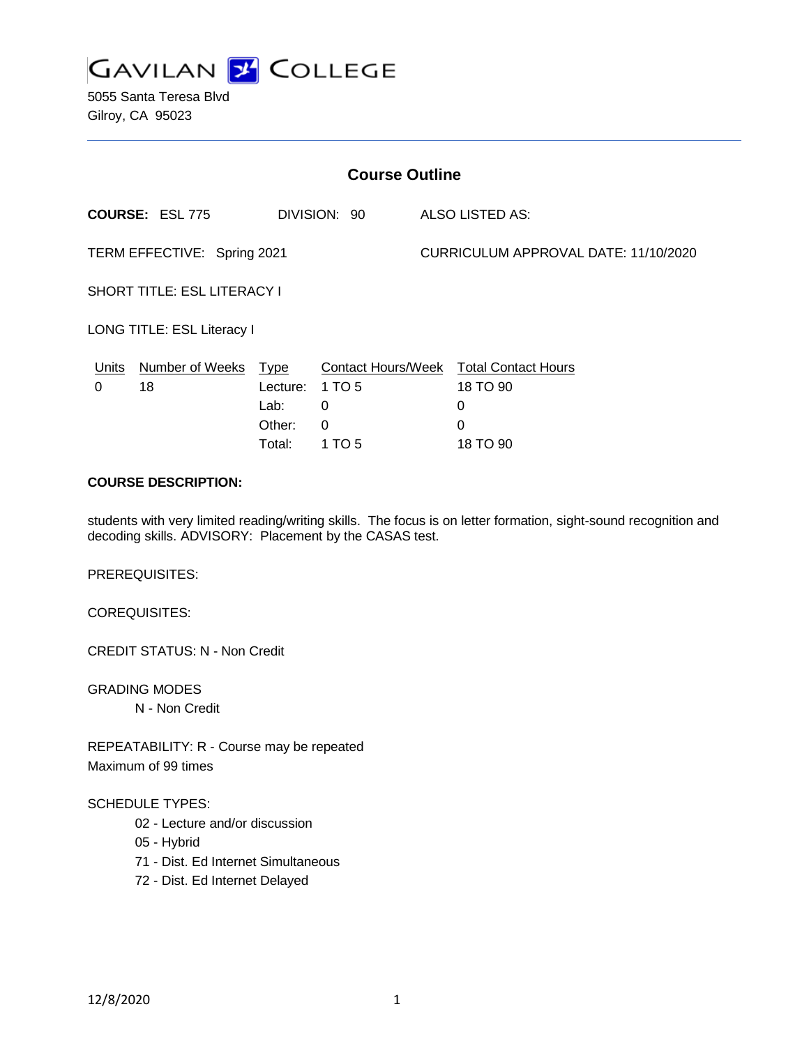# GAVILAN COLLEGE

5055 Santa Teresa Blvd
Gilroy, CA 95023

## Course Outline

**COURSE:** ESL 775 DIVISION: 90 ALSO LISTED AS:

TERM EFFECTIVE: Spring 2021 CURRICULUM APPROVAL DATE: 11/10/2020

SHORT TITLE: ESL LITERACY I

LONG TITLE: ESL Literacy I

| Units | Number of Weeks | Type | Contact Hours/Week | Total Contact Hours |
|---|---|---|---|---|
| 0 | 18 | Lecture: | 1 TO 5 | 18 TO 90 |
| | | Lab: | 0 | 0 |
| | | Other: | 0 | 0 |
| | | Total: | 1 TO 5 | 18 TO 90 |

**COURSE DESCRIPTION:**

students with very limited reading/writing skills. The focus is on letter formation, sight-sound recognition and decoding skills. ADVISORY: Placement by the CASAS test.

PREREQUISITES:

COREQUISITES:

CREDIT STATUS: N - Non Credit

GRADING MODES
- N - Non Credit

REPEATABILITY: R - Course may be repeated
Maximum of 99 times

SCHEDULE TYPES:
- 02 - Lecture and/or discussion
- 05 - Hybrid
- 71 - Dist. Ed Internet Simultaneous
- 72 - Dist. Ed Internet Delayed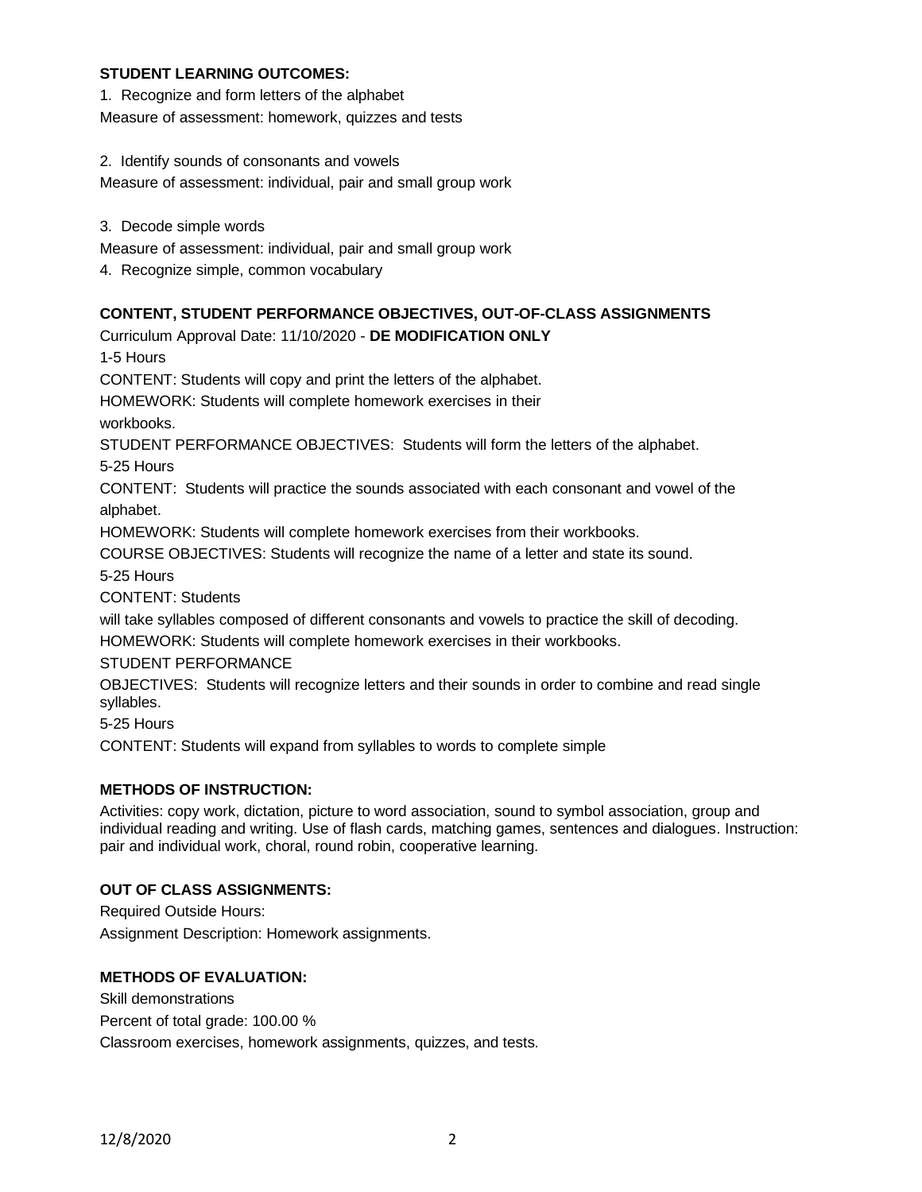## STUDENT LEARNING OUTCOMES:

1. Recognize and form letters of the alphabet
Measure of assessment: homework, quizzes and tests

2. Identify sounds of consonants and vowels
Measure of assessment: individual, pair and small group work

3. Decode simple words
Measure of assessment: individual, pair and small group work

4. Recognize simple, common vocabulary

## CONTENT, STUDENT PERFORMANCE OBJECTIVES, OUT-OF-CLASS ASSIGNMENTS

Curriculum Approval Date: 11/10/2020 - **DE MODIFICATION ONLY**

1-5 Hours

CONTENT: Students will copy and print the letters of the alphabet.

HOMEWORK: Students will complete homework exercises in their workbooks.

STUDENT PERFORMANCE OBJECTIVES: Students will form the letters of the alphabet.

5-25 Hours

CONTENT: Students will practice the sounds associated with each consonant and vowel of the alphabet.

HOMEWORK: Students will complete homework exercises from their workbooks.

COURSE OBJECTIVES: Students will recognize the name of a letter and state its sound.

5-25 Hours

CONTENT: Students will take syllables composed of different consonants and vowels to practice the skill of decoding.

HOMEWORK: Students will complete homework exercises in their workbooks.

STUDENT PERFORMANCE OBJECTIVES: Students will recognize letters and their sounds in order to combine and read single syllables.

5-25 Hours

CONTENT: Students will expand from syllables to words to complete simple

## METHODS OF INSTRUCTION:

Activities: copy work, dictation, picture to word association, sound to symbol association, group and individual reading and writing. Use of flash cards, matching games, sentences and dialogues. Instruction: pair and individual work, choral, round robin, cooperative learning.

## OUT OF CLASS ASSIGNMENTS:

Required Outside Hours:

Assignment Description: Homework assignments.

## METHODS OF EVALUATION:

Skill demonstrations

Percent of total grade: 100.00 %

Classroom exercises, homework assignments, quizzes, and tests.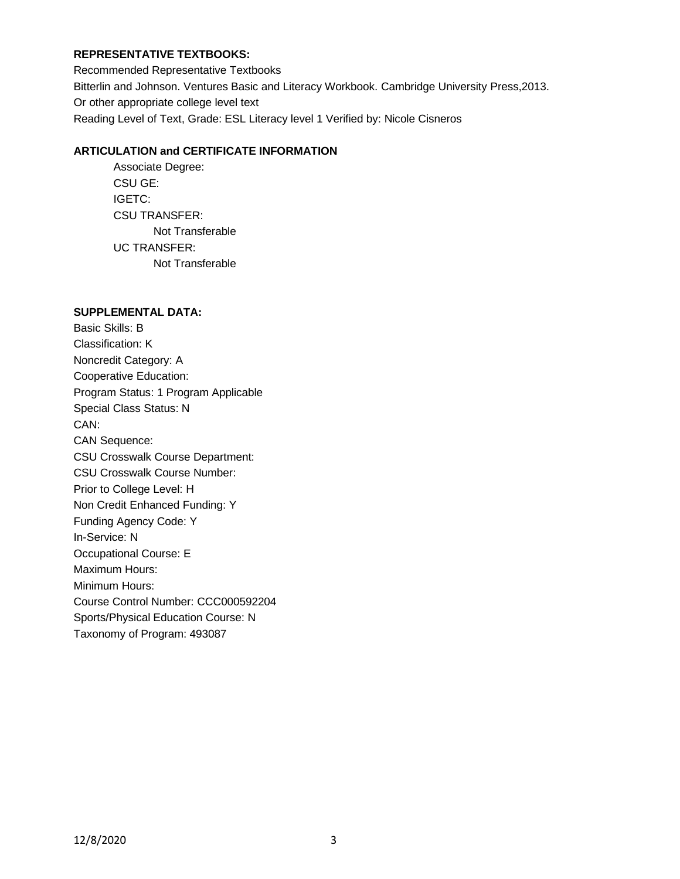**REPRESENTATIVE TEXTBOOKS:**

Recommended Representative Textbooks

Bitterlin and Johnson. Ventures Basic and Literacy Workbook. Cambridge University Press,2013.

Or other appropriate college level text

Reading Level of Text, Grade: ESL Literacy level 1 Verified by: Nicole Cisneros

**ARTICULATION and CERTIFICATE INFORMATION**

Associate Degree:

CSU GE:

IGETC:

CSU TRANSFER:

Not Transferable

UC TRANSFER:

Not Transferable

**SUPPLEMENTAL DATA:**

Basic Skills: B

Classification: K

Noncredit Category: A

Cooperative Education:

Program Status: 1 Program Applicable

Special Class Status: N

CAN:

CAN Sequence:

CSU Crosswalk Course Department:

CSU Crosswalk Course Number:

Prior to College Level: H

Non Credit Enhanced Funding: Y

Funding Agency Code: Y

In-Service: N

Occupational Course: E

Maximum Hours:

Minimum Hours:

Course Control Number: CCC000592204

Sports/Physical Education Course: N

Taxonomy of Program: 493087